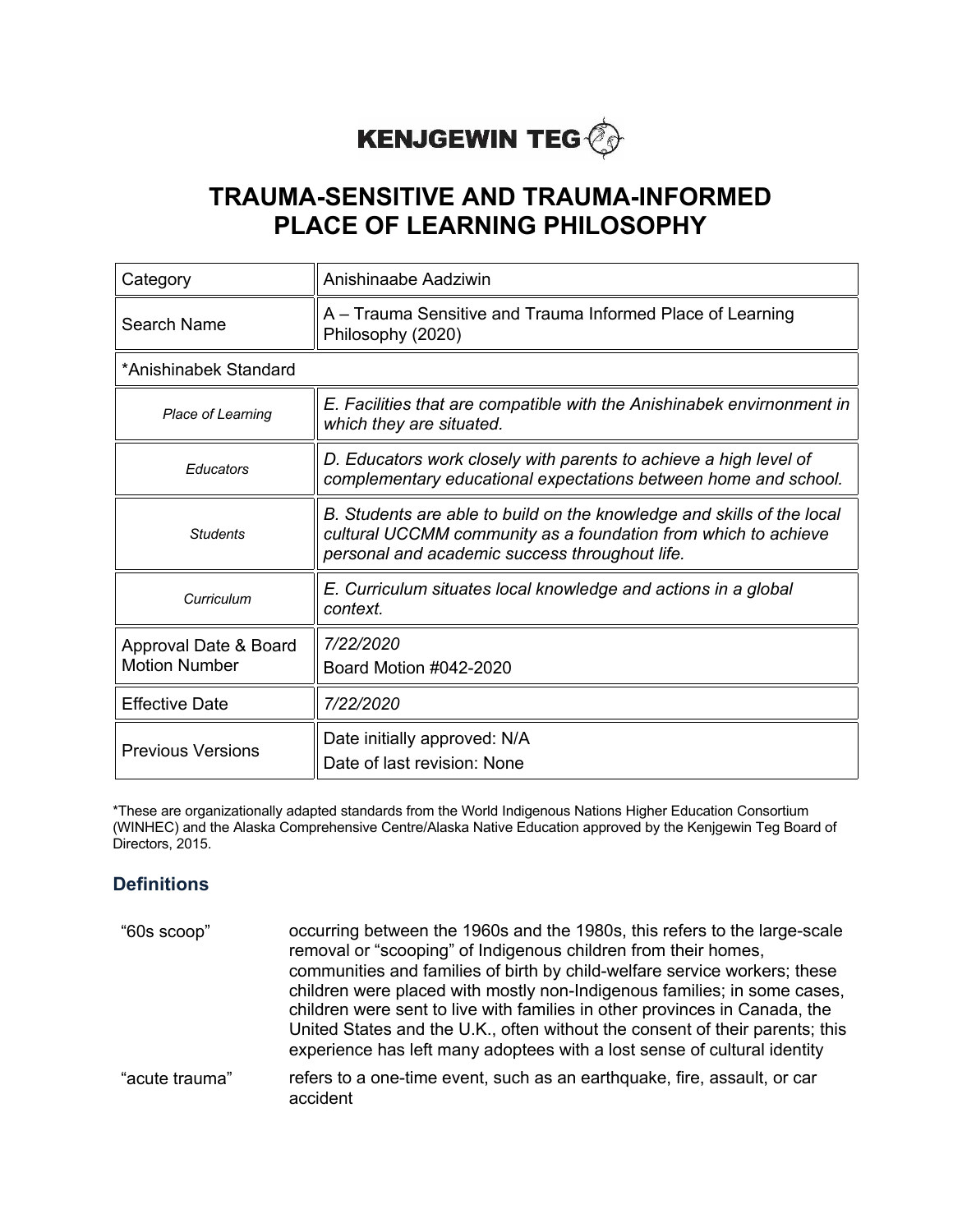# KENJGEWIN TEG

# TRAUMA-SENSITIVE AND TRAUMA-INFORMED PLACE OF LEARNING PHILOSOPHY

| Category | Anishinaabe Aadziwin |
|---|---|
| Search Name | A – Trauma Sensitive and Trauma Informed Place of Learning Philosophy (2020) |
| *Anishinabek Standard | |
| *Place of Learning* | *E. Facilities that are compatible with the Anishinabek envirnonment in which they are situated.* |
| *Educators* | *D. Educators work closely with parents to achieve a high level of complementary educational expectations between home and school.* |
| *Students* | *B. Students are able to build on the knowledge and skills of the local cultural UCCMM community as a foundation from which to achieve personal and academic success throughout life.* |
| *Curriculum* | *E. Curriculum situates local knowledge and actions in a global context.* |
| Approval Date & Board Motion Number | *7/22/2020*<br>Board Motion #042-2020 |
| Effective Date | *7/22/2020* |
| Previous Versions | Date initially approved: N/A<br>Date of last revision: None |

*These are organizationally adapted standards from the World Indigenous Nations Higher Education Consortium (WINHEC) and the Alaska Comprehensive Centre/Alaska Native Education approved by the Kenjgewin Teg Board of Directors, 2015.

## Definitions

| | |
|---|---|
| "60s scoop" | occurring between the 1960s and the 1980s, this refers to the large-scale removal or "scooping" of Indigenous children from their homes, communities and families of birth by child-welfare service workers; these children were placed with mostly non-Indigenous families; in some cases, children were sent to live with families in other provinces in Canada, the United States and the U.K., often without the consent of their parents; this experience has left many adoptees with a lost sense of cultural identity |
| "acute trauma" | refers to a one-time event, such as an earthquake, fire, assault, or car accident |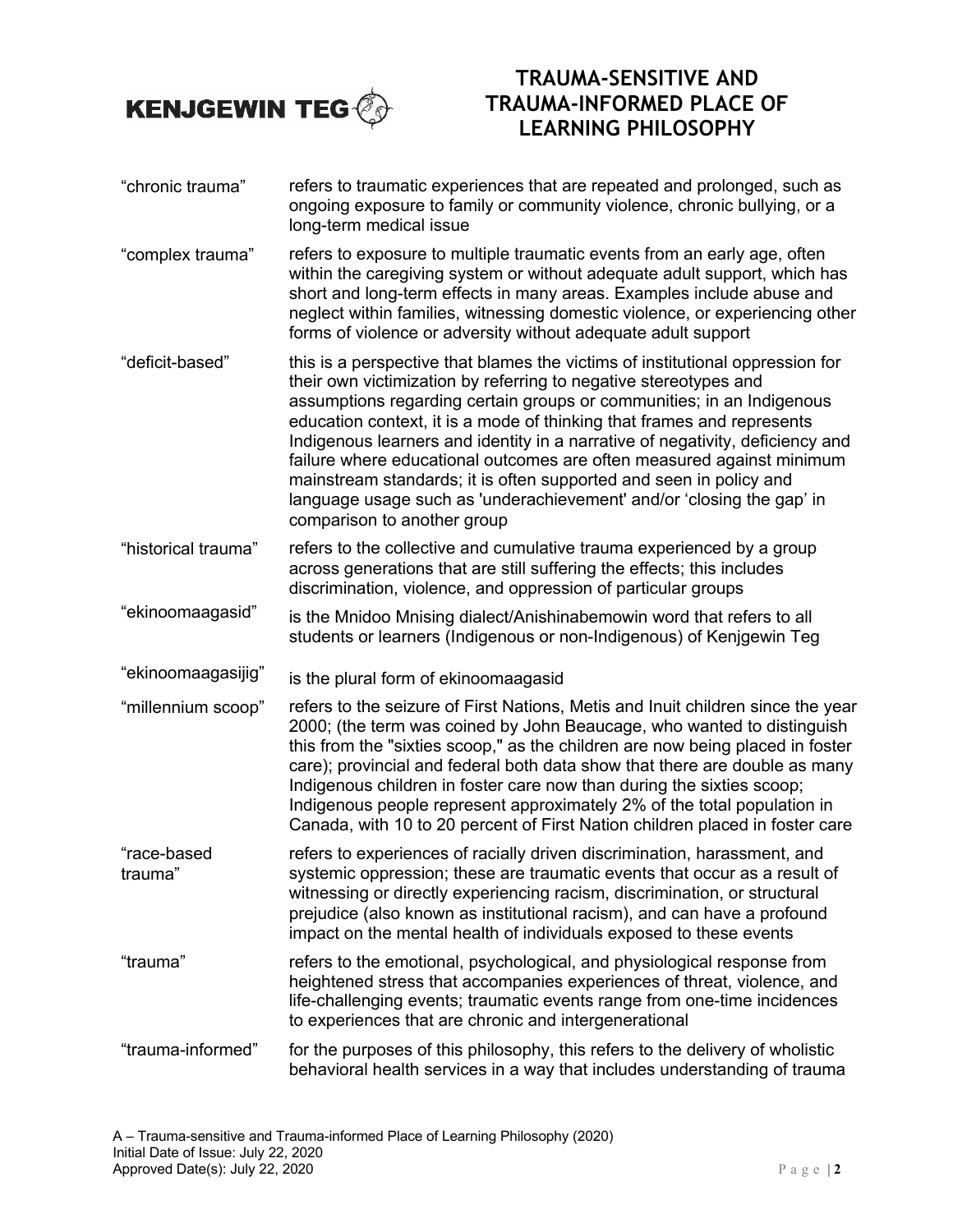| | |
|---|---|
| "chronic trauma" | refers to traumatic experiences that are repeated and prolonged, such as ongoing exposure to family or community violence, chronic bullying, or a long-term medical issue |
| "complex trauma" | refers to exposure to multiple traumatic events from an early age, often within the caregiving system or without adequate adult support, which has short and long-term effects in many areas. Examples include abuse and neglect within families, witnessing domestic violence, or experiencing other forms of violence or adversity without adequate adult support |
| "deficit-based" | this is a perspective that blames the victims of institutional oppression for their own victimization by referring to negative stereotypes and assumptions regarding certain groups or communities; in an Indigenous education context, it is a mode of thinking that frames and represents Indigenous learners and identity in a narrative of negativity, deficiency and failure where educational outcomes are often measured against minimum mainstream standards; it is often supported and seen in policy and language usage such as 'underachievement' and/or 'closing the gap' in comparison to another group |
| "historical trauma" | refers to the collective and cumulative trauma experienced by a group across generations that are still suffering the effects; this includes discrimination, violence, and oppression of particular groups |
| "ekinoomaagasid" | is the Mnidoo Mnising dialect/Anishinabemowin word that refers to all students or learners (Indigenous or non-Indigenous) of Kenjgewin Teg |
| "ekinoomaagasijig" | is the plural form of ekinoomaagasid |
| "millennium scoop" | refers to the seizure of First Nations, Metis and Inuit children since the year 2000; (the term was coined by John Beaucage, who wanted to distinguish this from the "sixties scoop," as the children are now being placed in foster care); provincial and federal both data show that there are double as many Indigenous children in foster care now than during the sixties scoop; Indigenous people represent approximately 2% of the total population in Canada, with 10 to 20 percent of First Nation children placed in foster care |
| "race-based trauma" | refers to experiences of racially driven discrimination, harassment, and systemic oppression; these are traumatic events that occur as a result of witnessing or directly experiencing racism, discrimination, or structural prejudice (also known as institutional racism), and can have a profound impact on the mental health of individuals exposed to these events |
| "trauma" | refers to the emotional, psychological, and physiological response from heightened stress that accompanies experiences of threat, violence, and life-challenging events; traumatic events range from one-time incidences to experiences that are chronic and intergenerational |
| "trauma-informed" | for the purposes of this philosophy, this refers to the delivery of wholistic behavioral health services in a way that includes understanding of trauma |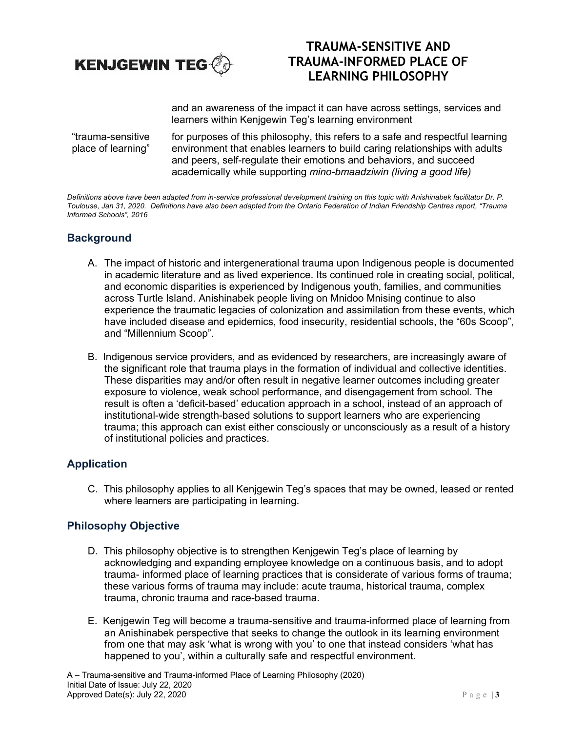| | |
|---|---|
| | and an awareness of the impact it can have across settings, services and learners within Kenjgewin Teg's learning environment |
| "trauma-sensitive place of learning" | for purposes of this philosophy, this refers to a safe and respectful learning environment that enables learners to build caring relationships with adults and peers, self-regulate their emotions and behaviors, and succeed academically while supporting *mino-bmaadziwin (living a good life)* |

*Definitions above have been adapted from in-service professional development training on this topic with Anishinabek facilitator Dr. P. Toulouse, Jan 31, 2020. Definitions have also been adapted from the Ontario Federation of Indian Friendship Centres report, "Trauma Informed Schools", 2016*

## Background

A. The impact of historic and intergenerational trauma upon Indigenous people is documented in academic literature and as lived experience. Its continued role in creating social, political, and economic disparities is experienced by Indigenous youth, families, and communities across Turtle Island. Anishinabek people living on Mnidoo Mnising continue to also experience the traumatic legacies of colonization and assimilation from these events, which have included disease and epidemics, food insecurity, residential schools, the "60s Scoop", and "Millennium Scoop".

B. Indigenous service providers, and as evidenced by researchers, are increasingly aware of the significant role that trauma plays in the formation of individual and collective identities. These disparities may and/or often result in negative learner outcomes including greater exposure to violence, weak school performance, and disengagement from school. The result is often a 'deficit-based' education approach in a school, instead of an approach of institutional-wide strength-based solutions to support learners who are experiencing trauma; this approach can exist either consciously or unconsciously as a result of a history of institutional policies and practices.

## Application

C. This philosophy applies to all Kenjgewin Teg's spaces that may be owned, leased or rented where learners are participating in learning.

## Philosophy Objective

D. This philosophy objective is to strengthen Kenjgewin Teg's place of learning by acknowledging and expanding employee knowledge on a continuous basis, and to adopt trauma- informed place of learning practices that is considerate of various forms of trauma; these various forms of trauma may include: acute trauma, historical trauma, complex trauma, chronic trauma and race-based trauma.

E. Kenjgewin Teg will become a trauma-sensitive and trauma-informed place of learning from an Anishinabek perspective that seeks to change the outlook in its learning environment from one that may ask 'what is wrong with you' to one that instead considers 'what has happened to you', within a culturally safe and respectful environment.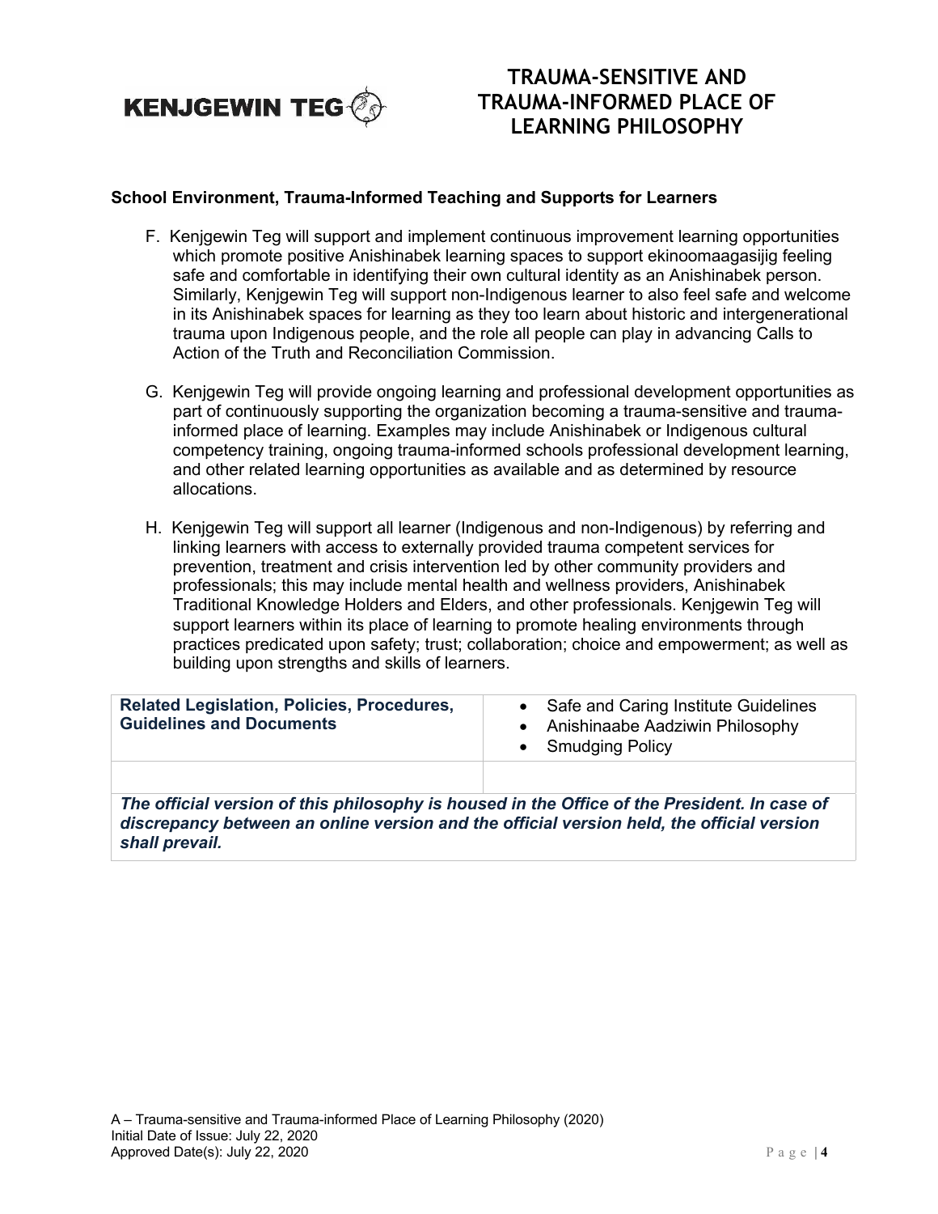**School Environment, Trauma-Informed Teaching and Supports for Learners**

F. Kenjgewin Teg will support and implement continuous improvement learning opportunities which promote positive Anishinabek learning spaces to support ekinoomaagasijig feeling safe and comfortable in identifying their own cultural identity as an Anishinabek person. Similarly, Kenjgewin Teg will support non-Indigenous learner to also feel safe and welcome in its Anishinabek spaces for learning as they too learn about historic and intergenerational trauma upon Indigenous people, and the role all people can play in advancing Calls to Action of the Truth and Reconciliation Commission.

G. Kenjgewin Teg will provide ongoing learning and professional development opportunities as part of continuously supporting the organization becoming a trauma-sensitive and trauma-informed place of learning. Examples may include Anishinabek or Indigenous cultural competency training, ongoing trauma-informed schools professional development learning, and other related learning opportunities as available and as determined by resource allocations.

H. Kenjgewin Teg will support all learner (Indigenous and non-Indigenous) by referring and linking learners with access to externally provided trauma competent services for prevention, treatment and crisis intervention led by other community providers and professionals; this may include mental health and wellness providers, Anishinabek Traditional Knowledge Holders and Elders, and other professionals. Kenjgewin Teg will support learners within its place of learning to promote healing environments through practices predicated upon safety; trust; collaboration; choice and empowerment; as well as building upon strengths and skills of learners.

| | |
|---|---|
| **Related Legislation, Policies, Procedures, Guidelines and Documents** | • Safe and Caring Institute Guidelines<br>• Anishinaabe Aadziwin Philosophy<br>• Smudging Policy |
| | |

***The official version of this philosophy is housed in the Office of the President. In case of discrepancy between an online version and the official version held, the official version shall prevail.***

A – Trauma-sensitive and Trauma-informed Place of Learning Philosophy (2020)
Initial Date of Issue: July 22, 2020
Approved Date(s): July 22, 2020